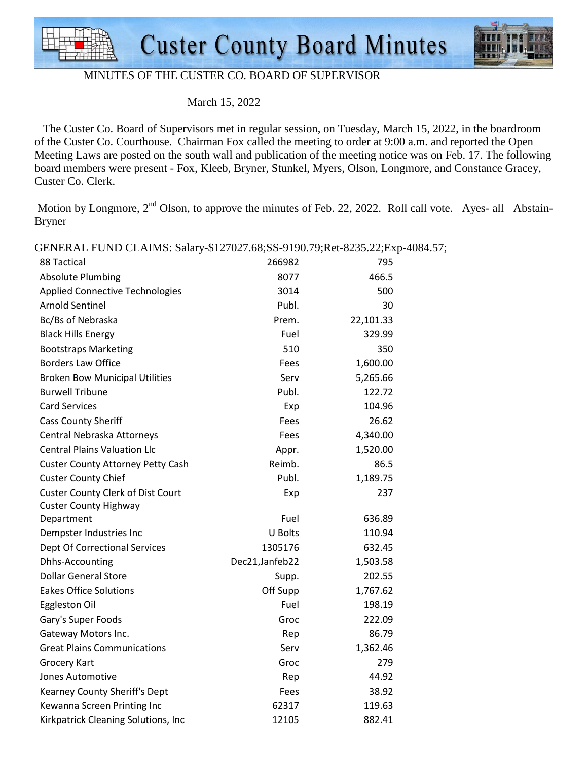# Custer County Board Minutes

MINUTES OF THE CUSTER CO. BOARD OF SUPERVISOR

March 15, 2022

The Custer Co. Board of Supervisors met in regular session, on Tuesday, March 15, 2022, in the boardroom of the Custer Co. Courthouse. Chairman Fox called the meeting to order at 9:00 a.m. and reported the Open Meeting Laws are posted on the south wall and publication of the meeting notice was on Feb. 17. The following board members were present - Fox, Kleeb, Bryner, Stunkel, Myers, Olson, Longmore, and Constance Gracey, Custer Co. Clerk.

Motion by Longmore, 2nd Olson, to approve the minutes of Feb. 22, 2022. Roll call vote. Ayes- all Abstain- Bryner

GENERAL FUND CLAIMS: Salary-$127027.68;SS-9190.79;Ret-8235.22;Exp-4084.57;

| | | |
|---|---|---|
| 88 Tactical | 266982 | 795 |
| Absolute Plumbing | 8077 | 466.5 |
| Applied Connective Technologies | 3014 | 500 |
| Arnold Sentinel | Publ. | 30 |
| Bc/Bs of Nebraska | Prem. | 22,101.33 |
| Black Hills Energy | Fuel | 329.99 |
| Bootstraps Marketing | 510 | 350 |
| Borders Law Office | Fees | 1,600.00 |
| Broken Bow Municipal Utilities | Serv | 5,265.66 |
| Burwell Tribune | Publ. | 122.72 |
| Card Services | Exp | 104.96 |
| Cass County Sheriff | Fees | 26.62 |
| Central Nebraska Attorneys | Fees | 4,340.00 |
| Central Plains Valuation Llc | Appr. | 1,520.00 |
| Custer County Attorney Petty Cash | Reimb. | 86.5 |
| Custer County Chief | Publ. | 1,189.75 |
| Custer County Clerk of Dist Court | Exp | 237 |
| Custer County Highway Department | Fuel | 636.89 |
| Dempster Industries Inc | U Bolts | 110.94 |
| Dept Of Correctional Services | 1305176 | 632.45 |
| Dhhs-Accounting | Dec21,Janfeb22 | 1,503.58 |
| Dollar General Store | Supp. | 202.55 |
| Eakes Office Solutions | Off Supp | 1,767.62 |
| Eggleston Oil | Fuel | 198.19 |
| Gary's Super Foods | Groc | 222.09 |
| Gateway Motors Inc. | Rep | 86.79 |
| Great Plains Communications | Serv | 1,362.46 |
| Grocery Kart | Groc | 279 |
| Jones Automotive | Rep | 44.92 |
| Kearney County Sheriff's Dept | Fees | 38.92 |
| Kewanna Screen Printing Inc | 62317 | 119.63 |
| Kirkpatrick Cleaning Solutions, Inc | 12105 | 882.41 |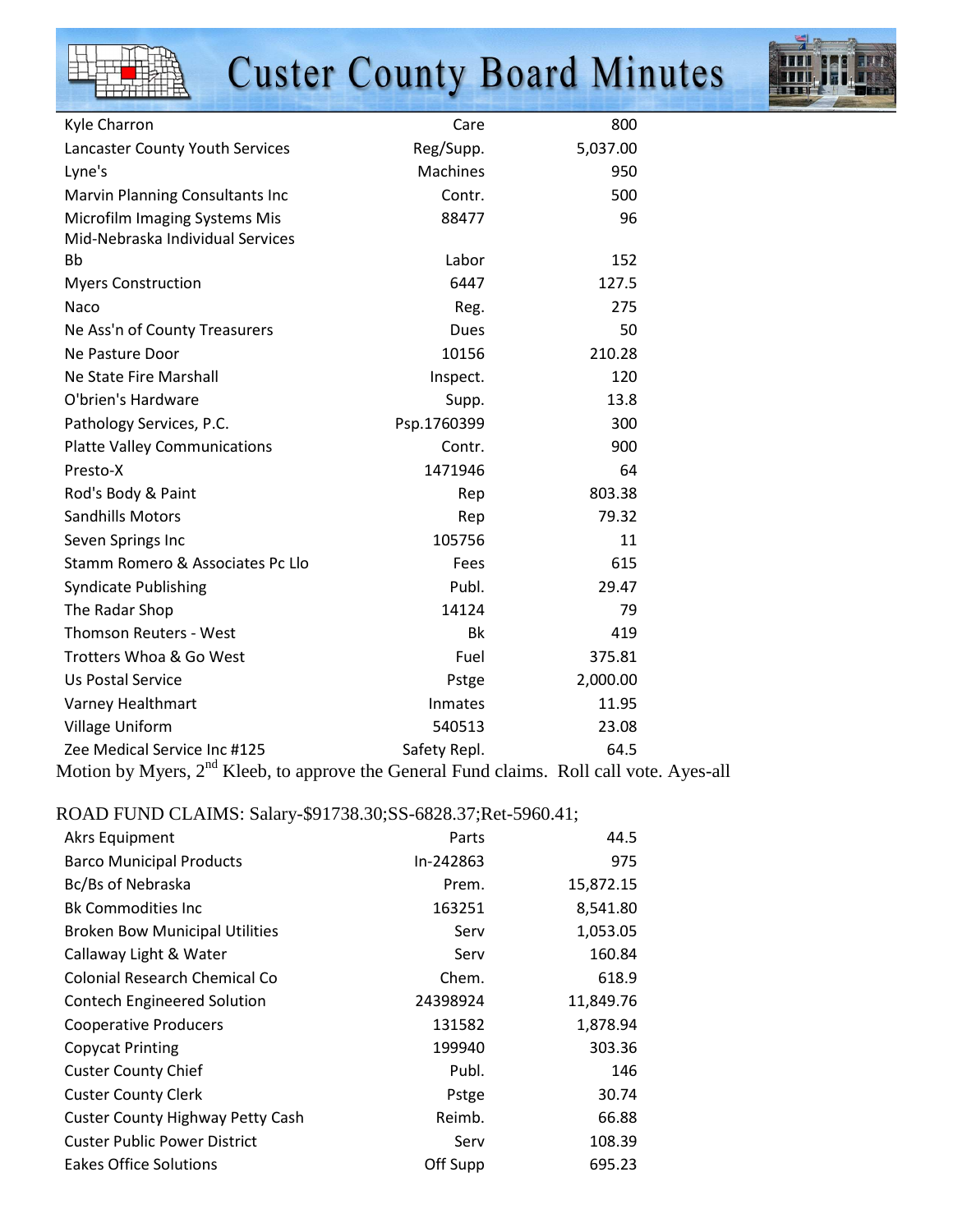| | | |
|---|---|---|
| Kyle Charron | Care | 800 |
| Lancaster County Youth Services | Reg/Supp. | 5,037.00 |
| Lyne's | Machines | 950 |
| Marvin Planning Consultants Inc | Contr. | 500 |
| Microfilm Imaging Systems Mis | 88477 | 96 |
| Mid-Nebraska Individual Services Bb | Labor | 152 |
| Myers Construction | 6447 | 127.5 |
| Naco | Reg. | 275 |
| Ne Ass'n of County Treasurers | Dues | 50 |
| Ne Pasture Door | 10156 | 210.28 |
| Ne State Fire Marshall | Inspect. | 120 |
| O'brien's Hardware | Supp. | 13.8 |
| Pathology Services, P.C. | Psp.1760399 | 300 |
| Platte Valley Communications | Contr. | 900 |
| Presto-X | 1471946 | 64 |
| Rod's Body & Paint | Rep | 803.38 |
| Sandhills Motors | Rep | 79.32 |
| Seven Springs Inc | 105756 | 11 |
| Stamm Romero & Associates Pc Llo | Fees | 615 |
| Syndicate Publishing | Publ. | 29.47 |
| The Radar Shop | 14124 | 79 |
| Thomson Reuters - West | Bk | 419 |
| Trotters Whoa & Go West | Fuel | 375.81 |
| Us Postal Service | Pstge | 2,000.00 |
| Varney Healthmart | Inmates | 11.95 |
| Village Uniform | 540513 | 23.08 |
| Zee Medical Service Inc #125 | Safety Repl. | 64.5 |

Motion by Myers, 2nd Kleeb, to approve the General Fund claims. Roll call vote. Ayes-all

ROAD FUND CLAIMS: Salary-$91738.30;SS-6828.37;Ret-5960.41;

| | | |
|---|---|---|
| Akrs Equipment | Parts | 44.5 |
| Barco Municipal Products | In-242863 | 975 |
| Bc/Bs of Nebraska | Prem. | 15,872.15 |
| Bk Commodities Inc | 163251 | 8,541.80 |
| Broken Bow Municipal Utilities | Serv | 1,053.05 |
| Callaway Light & Water | Serv | 160.84 |
| Colonial Research Chemical Co | Chem. | 618.9 |
| Contech Engineered Solution | 24398924 | 11,849.76 |
| Cooperative Producers | 131582 | 1,878.94 |
| Copycat Printing | 199940 | 303.36 |
| Custer County Chief | Publ. | 146 |
| Custer County Clerk | Pstge | 30.74 |
| Custer County Highway Petty Cash | Reimb. | 66.88 |
| Custer Public Power District | Serv | 108.39 |
| Eakes Office Solutions | Off Supp | 695.23 |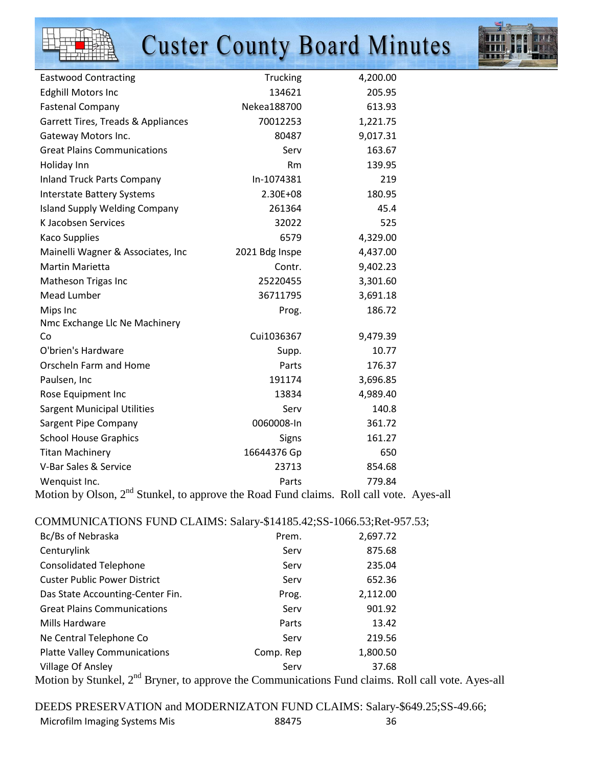| | | |
|---|---|---|
| Eastwood Contracting | Trucking | 4,200.00 |
| Edghill Motors Inc | 134621 | 205.95 |
| Fastenal Company | Nekea188700 | 613.93 |
| Garrett Tires, Treads & Appliances | 70012253 | 1,221.75 |
| Gateway Motors Inc. | 80487 | 9,017.31 |
| Great Plains Communications | Serv | 163.67 |
| Holiday Inn | Rm | 139.95 |
| Inland Truck Parts Company | In-1074381 | 219 |
| Interstate Battery Systems | 2.30E+08 | 180.95 |
| Island Supply Welding Company | 261364 | 45.4 |
| K Jacobsen Services | 32022 | 525 |
| Kaco Supplies | 6579 | 4,329.00 |
| Mainelli Wagner & Associates, Inc | 2021 Bdg Inspe | 4,437.00 |
| Martin Marietta | Contr. | 9,402.23 |
| Matheson Trigas Inc | 25220455 | 3,301.60 |
| Mead Lumber | 36711795 | 3,691.18 |
| Mips Inc | Prog. | 186.72 |
| Nmc Exchange Llc Ne Machinery Co | Cui1036367 | 9,479.39 |
| O'brien's Hardware | Supp. | 10.77 |
| Orscheln Farm and Home | Parts | 176.37 |
| Paulsen, Inc | 191174 | 3,696.85 |
| Rose Equipment Inc | 13834 | 4,989.40 |
| Sargent Municipal Utilities | Serv | 140.8 |
| Sargent Pipe Company | 0060008-In | 361.72 |
| School House Graphics | Signs | 161.27 |
| Titan Machinery | 16644376 Gp | 650 |
| V-Bar Sales & Service | 23713 | 854.68 |
| Wenquist Inc. | Parts | 779.84 |

Motion by Olson, 2nd Stunkel, to approve the Road Fund claims. Roll call vote. Ayes-all

COMMUNICATIONS FUND CLAIMS: Salary-$14185.42;SS-1066.53;Ret-957.53;

| | | |
|---|---|---|
| Bc/Bs of Nebraska | Prem. | 2,697.72 |
| Centurylink | Serv | 875.68 |
| Consolidated Telephone | Serv | 235.04 |
| Custer Public Power District | Serv | 652.36 |
| Das State Accounting-Center Fin. | Prog. | 2,112.00 |
| Great Plains Communications | Serv | 901.92 |
| Mills Hardware | Parts | 13.42 |
| Ne Central Telephone Co | Serv | 219.56 |
| Platte Valley Communications | Comp. Rep | 1,800.50 |
| Village Of Ansley | Serv | 37.68 |

Motion by Stunkel, 2nd Bryner, to approve the Communications Fund claims. Roll call vote. Ayes-all

DEEDS PRESERVATION and MODERNIZATON FUND CLAIMS: Salary-$649.25;SS-49.66;

| | | |
|---|---|---|
| Microfilm Imaging Systems Mis | 88475 | 36 |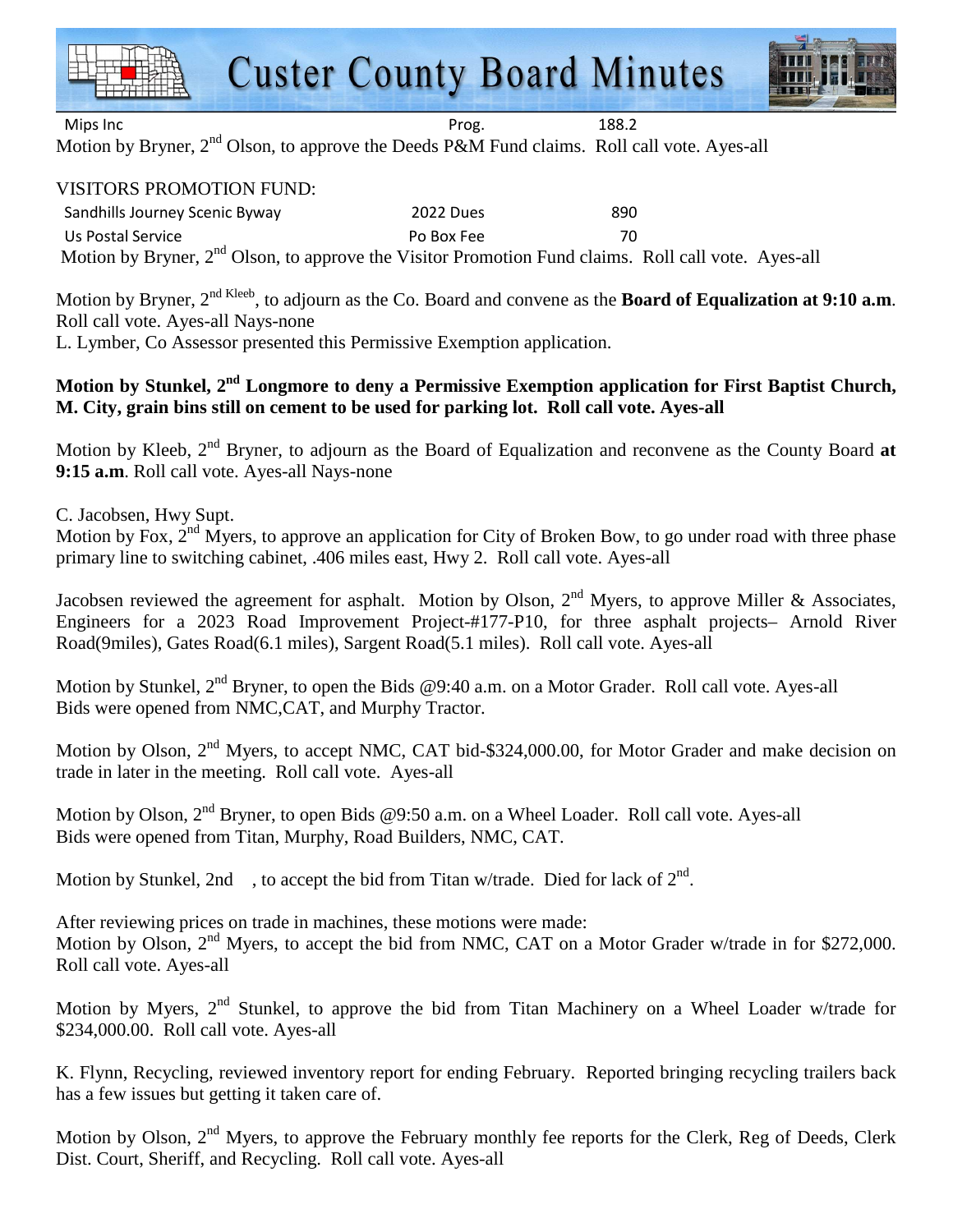| Mips Inc | Prog. | 188.2 |
|---|---|---|

Motion by Bryner, 2nd Olson, to approve the Deeds P&M Fund claims. Roll call vote. Ayes-all

VISITORS PROMOTION FUND:

| Sandhills Journey Scenic Byway | 2022 Dues | 890 |
|---|---|---|
| Us Postal Service | Po Box Fee | 70 |

Motion by Bryner, 2nd Olson, to approve the Visitor Promotion Fund claims. Roll call vote. Ayes-all

Motion by Bryner, 2nd Kleeb, to adjourn as the Co. Board and convene as the **Board of Equalization at 9:10 a.m**. Roll call vote. Ayes-all Nays-none

L. Lymber, Co Assessor presented this Permissive Exemption application.

**Motion by Stunkel, 2nd Longmore to deny a Permissive Exemption application for First Baptist Church, M. City, grain bins still on cement to be used for parking lot. Roll call vote. Ayes-all**

Motion by Kleeb, 2nd Bryner, to adjourn as the Board of Equalization and reconvene as the County Board **at 9:15 a.m**. Roll call vote. Ayes-all Nays-none

C. Jacobsen, Hwy Supt.

Motion by Fox, 2nd Myers, to approve an application for City of Broken Bow, to go under road with three phase primary line to switching cabinet, .406 miles east, Hwy 2. Roll call vote. Ayes-all

Jacobsen reviewed the agreement for asphalt. Motion by Olson, 2nd Myers, to approve Miller & Associates, Engineers for a 2023 Road Improvement Project-#177-P10, for three asphalt projects– Arnold River Road(9miles), Gates Road(6.1 miles), Sargent Road(5.1 miles). Roll call vote. Ayes-all

Motion by Stunkel, 2nd Bryner, to open the Bids @9:40 a.m. on a Motor Grader. Roll call vote. Ayes-all

Bids were opened from NMC,CAT, and Murphy Tractor.

Motion by Olson, 2nd Myers, to accept NMC, CAT bid-$324,000.00, for Motor Grader and make decision on trade in later in the meeting. Roll call vote. Ayes-all

Motion by Olson, 2nd Bryner, to open Bids @9:50 a.m. on a Wheel Loader. Roll call vote. Ayes-all

Bids were opened from Titan, Murphy, Road Builders, NMC, CAT.

Motion by Stunkel, 2nd , to accept the bid from Titan w/trade. Died for lack of 2nd.

After reviewing prices on trade in machines, these motions were made:

Motion by Olson, 2nd Myers, to accept the bid from NMC, CAT on a Motor Grader w/trade in for $272,000. Roll call vote. Ayes-all

Motion by Myers, 2nd Stunkel, to approve the bid from Titan Machinery on a Wheel Loader w/trade for $234,000.00. Roll call vote. Ayes-all

K. Flynn, Recycling, reviewed inventory report for ending February. Reported bringing recycling trailers back has a few issues but getting it taken care of.

Motion by Olson, 2nd Myers, to approve the February monthly fee reports for the Clerk, Reg of Deeds, Clerk Dist. Court, Sheriff, and Recycling. Roll call vote. Ayes-all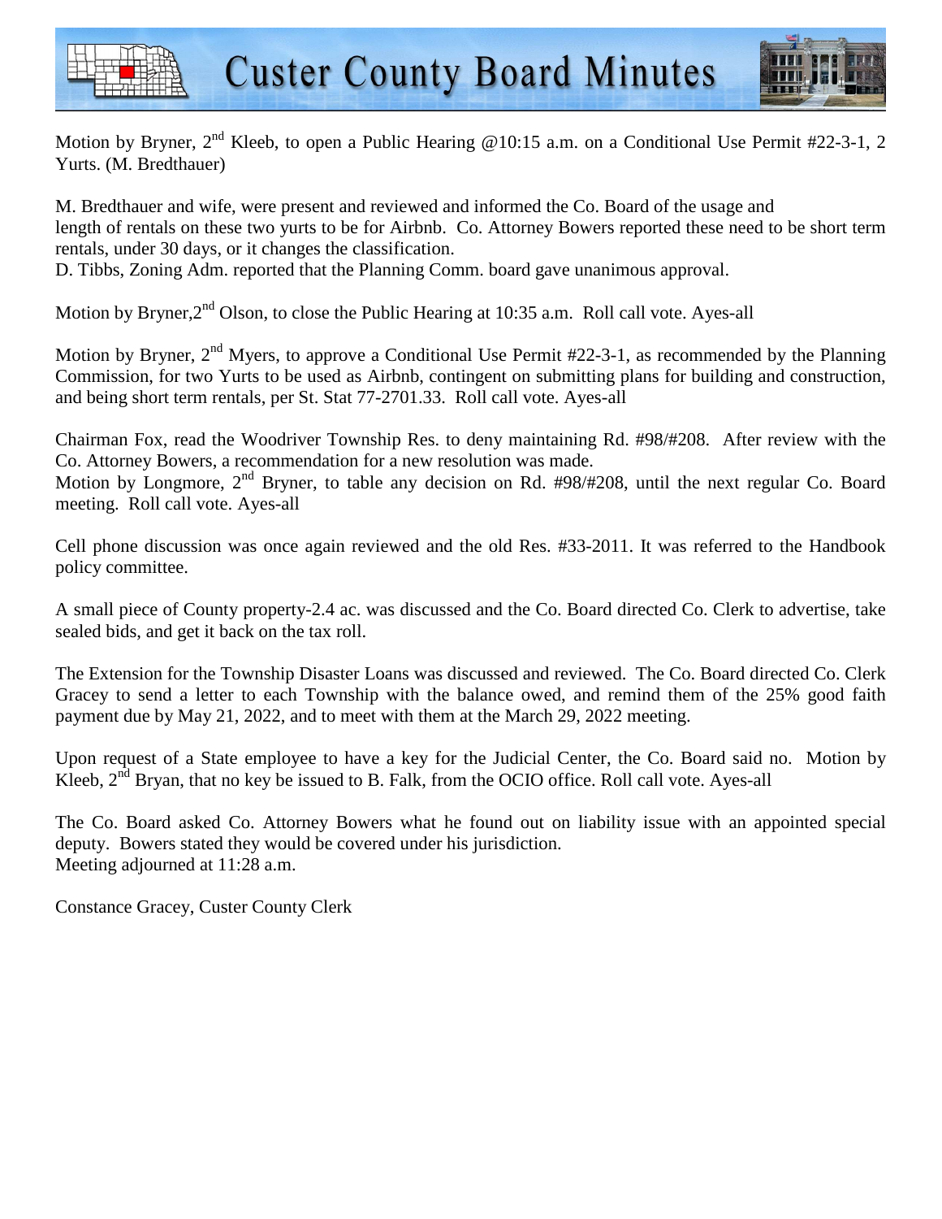Motion by Bryner, 2nd Kleeb, to open a Public Hearing @10:15 a.m. on a Conditional Use Permit #22-3-1, 2 Yurts. (M. Bredthauer)

M. Bredthauer and wife, were present and reviewed and informed the Co. Board of the usage and length of rentals on these two yurts to be for Airbnb. Co. Attorney Bowers reported these need to be short term rentals, under 30 days, or it changes the classification.
D. Tibbs, Zoning Adm. reported that the Planning Comm. board gave unanimous approval.

Motion by Bryner, 2nd Olson, to close the Public Hearing at 10:35 a.m. Roll call vote. Ayes-all

Motion by Bryner, 2nd Myers, to approve a Conditional Use Permit #22-3-1, as recommended by the Planning Commission, for two Yurts to be used as Airbnb, contingent on submitting plans for building and construction, and being short term rentals, per St. Stat 77-2701.33. Roll call vote. Ayes-all

Chairman Fox, read the Woodriver Township Res. to deny maintaining Rd. #98/#208. After review with the Co. Attorney Bowers, a recommendation for a new resolution was made.
Motion by Longmore, 2nd Bryner, to table any decision on Rd. #98/#208, until the next regular Co. Board meeting. Roll call vote. Ayes-all

Cell phone discussion was once again reviewed and the old Res. #33-2011. It was referred to the Handbook policy committee.

A small piece of County property-2.4 ac. was discussed and the Co. Board directed Co. Clerk to advertise, take sealed bids, and get it back on the tax roll.

The Extension for the Township Disaster Loans was discussed and reviewed. The Co. Board directed Co. Clerk Gracey to send a letter to each Township with the balance owed, and remind them of the 25% good faith payment due by May 21, 2022, and to meet with them at the March 29, 2022 meeting.

Upon request of a State employee to have a key for the Judicial Center, the Co. Board said no. Motion by Kleeb, 2nd Bryan, that no key be issued to B. Falk, from the OCIO office. Roll call vote. Ayes-all

The Co. Board asked Co. Attorney Bowers what he found out on liability issue with an appointed special deputy. Bowers stated they would be covered under his jurisdiction.
Meeting adjourned at 11:28 a.m.

Constance Gracey, Custer County Clerk